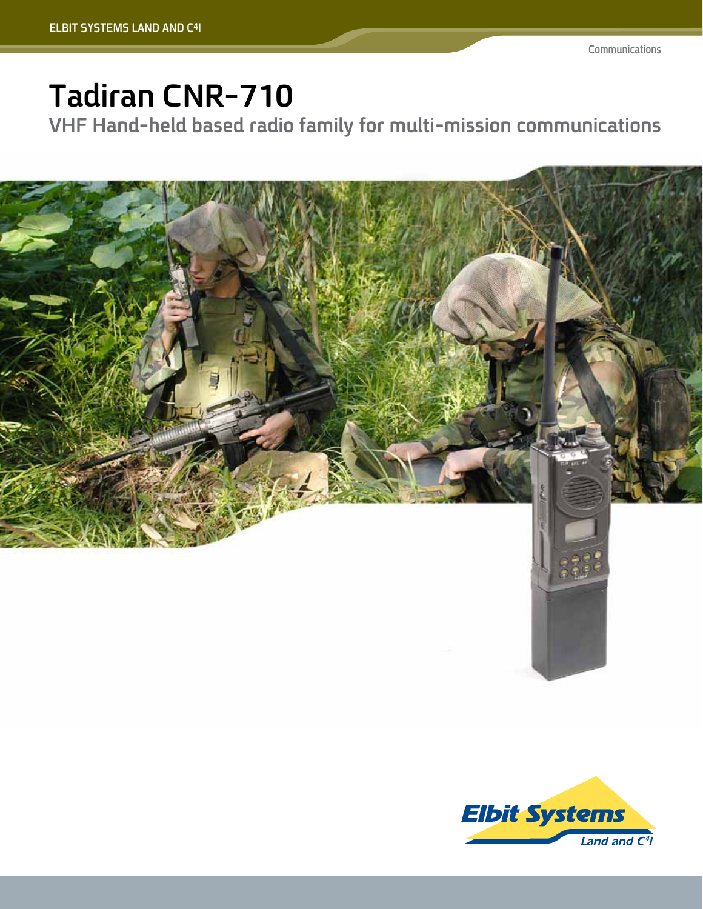# Tadiran CNR-710

## VHF Hand-held based radio family for multi-mission communications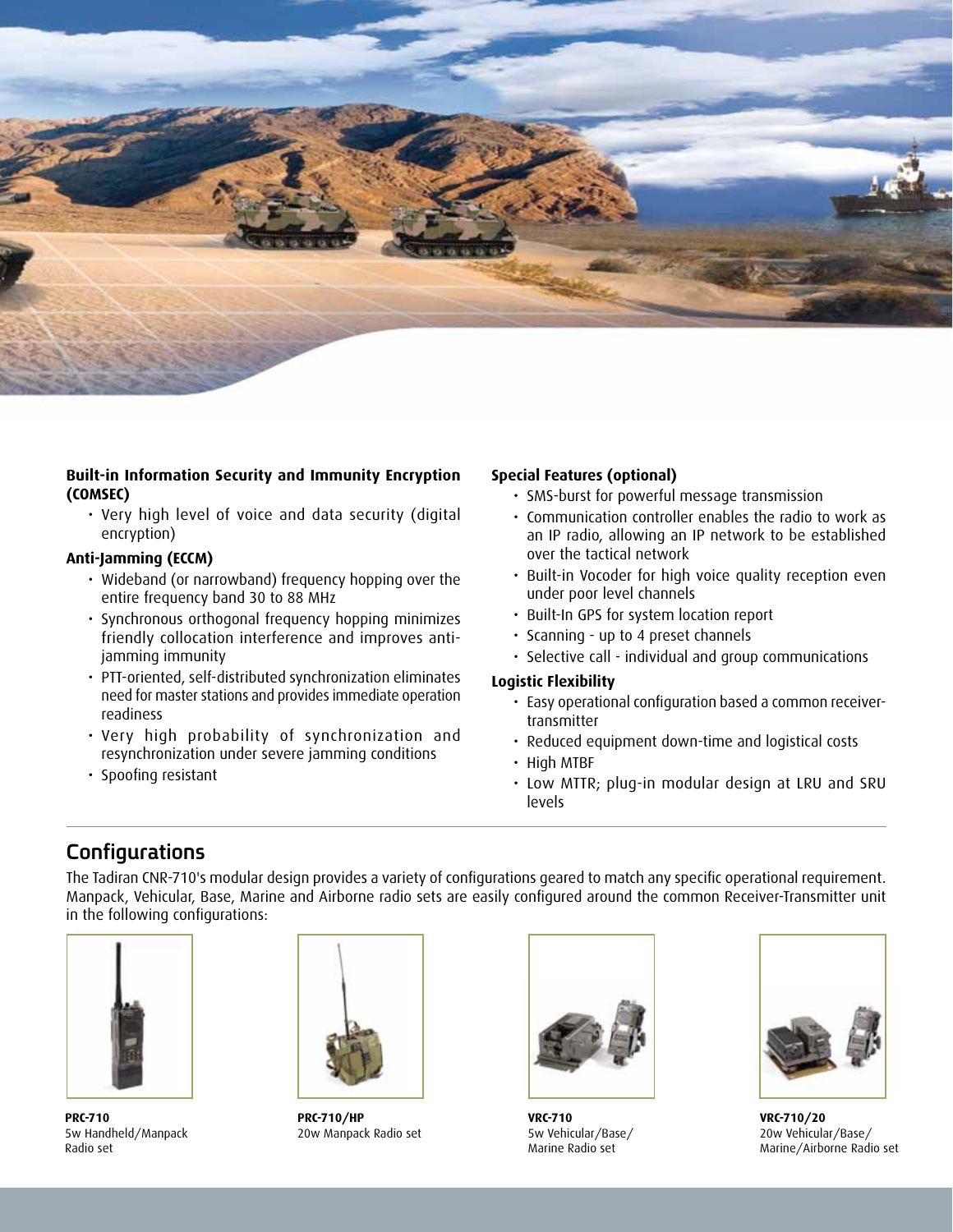**Built-in Information Security and Immunity Encryption (COMSEC)**

- Very high level of voice and data security (digital encryption)

**Anti-Jamming (ECCM)**

- Wideband (or narrowband) frequency hopping over the entire frequency band 30 to 88 MHz
- Synchronous orthogonal frequency hopping minimizes friendly collocation interference and improves anti-jamming immunity
- PTT-oriented, self-distributed synchronization eliminates need for master stations and provides immediate operation readiness
- Very high probability of synchronization and resynchronization under severe jamming conditions
- Spoofing resistant

**Special Features (optional)**

- SMS-burst for powerful message transmission
- Communication controller enables the radio to work as an IP radio, allowing an IP network to be established over the tactical network
- Built-in Vocoder for high voice quality reception even under poor level channels
- Built-In GPS for system location report
- Scanning - up to 4 preset channels
- Selective call - individual and group communications

**Logistic Flexibility**

- Easy operational configuration based a common receiver-transmitter
- Reduced equipment down-time and logistical costs
- High MTBF
- Low MTTR; plug-in modular design at LRU and SRU levels

## Configurations

The Tadiran CNR-710's modular design provides a variety of configurations geared to match any specific operational requirement. Manpack, Vehicular, Base, Marine and Airborne radio sets are easily configured around the common Receiver-Transmitter unit in the following configurations:

**PRC-710**
5w Handheld/Manpack Radio set

**PRC-710/HP**
20w Manpack Radio set

**VRC-710**
5w Vehicular/Base/Marine Radio set

**VRC-710/20**
20w Vehicular/Base/Marine/Airborne Radio set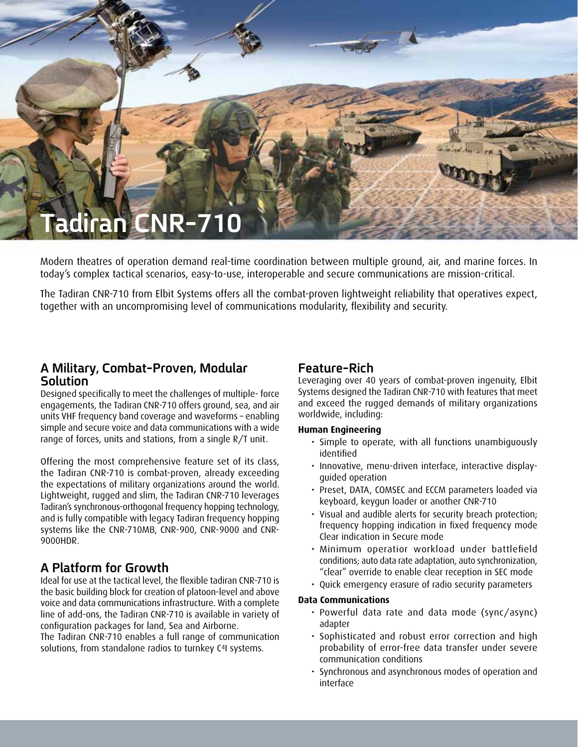# Tadiran CNR-710

Modern theatres of operation demand real-time coordination between multiple ground, air, and marine forces. In today's complex tactical scenarios, easy-to-use, interoperable and secure communications are mission-critical.

The Tadiran CNR-710 from Elbit Systems offers all the combat-proven lightweight reliability that operatives expect, together with an uncompromising level of communications modularity, flexibility and security.

## A Military, Combat-Proven, Modular Solution

Designed specifically to meet the challenges of multiple- force engagements, the Tadiran CNR-710 offers ground, sea, and air units VHF frequency band coverage and waveforms – enabling simple and secure voice and data communications with a wide range of forces, units and stations, from a single R/T unit.

Offering the most comprehensive feature set of its class, the Tadiran CNR-710 is combat-proven, already exceeding the expectations of military organizations around the world. Lightweight, rugged and slim, the Tadiran CNR-710 leverages Tadiran's synchronous-orthogonal frequency hopping technology, and is fully compatible with legacy Tadiran frequency hopping systems like the CNR-710MB, CNR-900, CNR-9000 and CNR-9000HDR.

## A Platform for Growth

Ideal for use at the tactical level, the flexible tadiran CNR-710 is the basic building block for creation of platoon-level and above voice and data communications infrastructure. With a complete line of add-ons, the Tadiran CNR-710 is available in variety of configuration packages for land, Sea and Airborne.
The Tadiran CNR-710 enables a full range of communication solutions, from standalone radios to turnkey C4I systems.

## Feature-Rich

Leveraging over 40 years of combat-proven ingenuity, Elbit Systems designed the Tadiran CNR-710 with features that meet and exceed the rugged demands of military organizations worldwide, including:

**Human Engineering**

- Simple to operate, with all functions unambiguously identified
- Innovative, menu-driven interface, interactive display-guided operation
- Preset, DATA, COMSEC and ECCM parameters loaded via keyboard, keygun loader or another CNR-710
- Visual and audible alerts for security breach protection; frequency hopping indication in fixed frequency mode Clear indication in Secure mode
- Minimum operatior workload under battlefield conditions; auto data rate adaptation, auto synchronization, "clear" override to enable clear reception in SEC mode
- Quick emergency erasure of radio security parameters

**Data Communications**

- Powerful data rate and data mode (sync/async) adapter
- Sophisticated and robust error correction and high probability of error-free data transfer under severe communication conditions
- Synchronous and asynchronous modes of operation and interface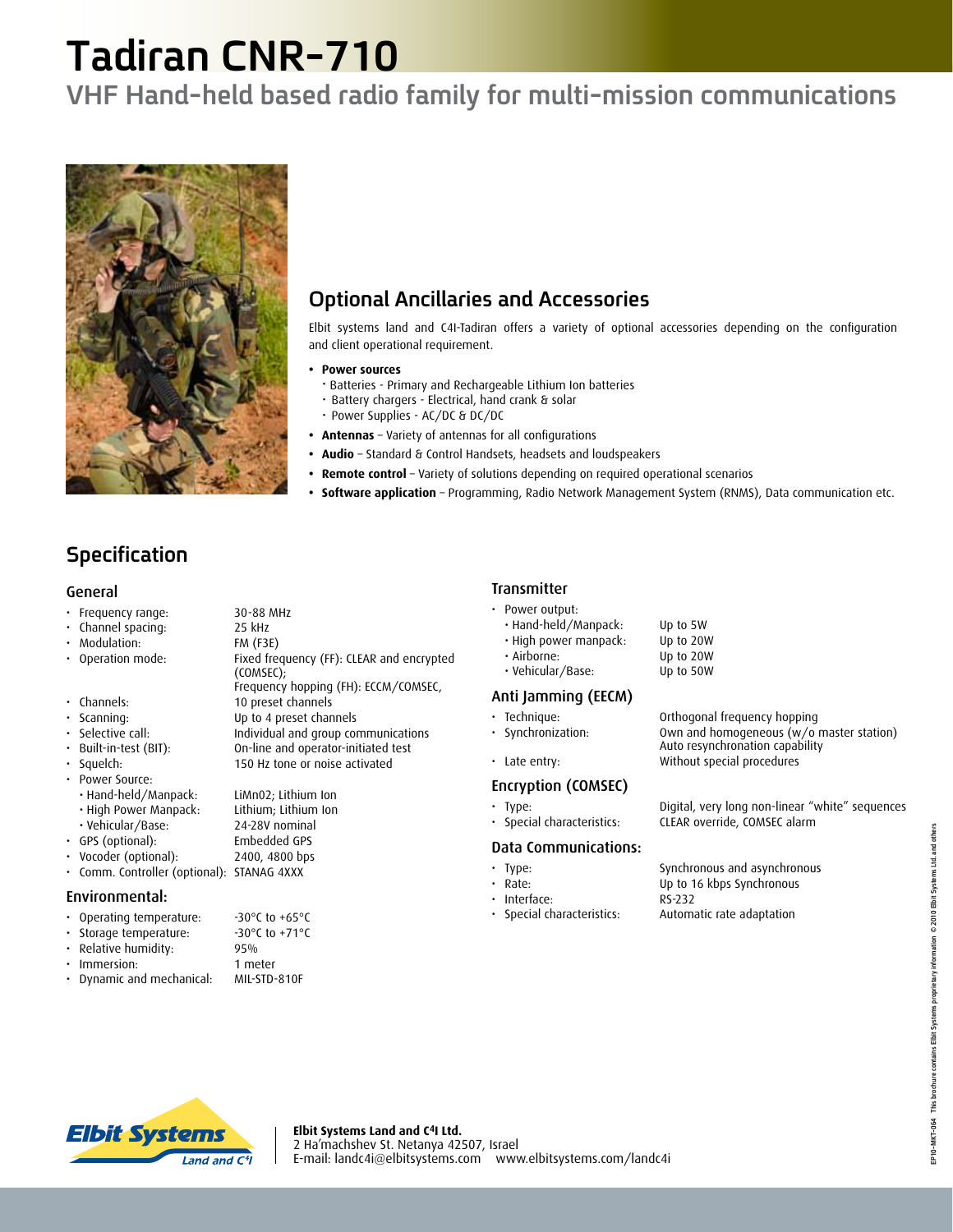# Tadiran CNR-710

## VHF Hand-held based radio family for multi-mission communications

## Optional Ancillaries and Accessories

Elbit systems land and C4I-Tadiran offers a variety of optional accessories depending on the configuration and client operational requirement.

- **Power sources**
  - Batteries - Primary and Rechargeable Lithium Ion batteries
  - Battery chargers - Electrical, hand crank & solar
  - Power Supplies - AC/DC & DC/DC
- **Antennas** – Variety of antennas for all configurations
- **Audio** – Standard & Control Handsets, headsets and loudspeakers
- **Remote control** – Variety of solutions depending on required operational scenarios
- **Software application** – Programming, Radio Network Management System (RNMS), Data communication etc.

## Specification

### General

- Frequency range: 30-88 MHz
- Channel spacing: 25 kHz
- Modulation: FM (F3E)
- Operation mode: Fixed frequency (FF): CLEAR and encrypted (COMSEC); Frequency hopping (FH): ECCM/COMSEC,
- Channels: 10 preset channels
- Scanning: Up to 4 preset channels
- Selective call: Individual and group communications
- Built-in-test (BIT): On-line and operator-initiated test
- Squelch: 150 Hz tone or noise activated
- Power Source:
  - Hand-held/Manpack: LiMn02; Lithium Ion
  - High Power Manpack: Lithium; Lithium Ion
  - Vehicular/Base: 24-28V nominal
- GPS (optional): Embedded GPS
- Vocoder (optional): 2400, 4800 bps
- Comm. Controller (optional): STANAG 4XXX

### Environmental:

- Operating temperature: -30°C to +65°C
- Storage temperature: -30°C to +71°C
- Relative humidity: 95%
- Immersion: 1 meter
- Dynamic and mechanical: MIL-STD-810F

### Transmitter

- Power output:
  - Hand-held/Manpack: Up to 5W
  - High power manpack: Up to 20W
  - Airborne: Up to 20W
  - Vehicular/Base: Up to 50W

### Anti Jamming (EECM)

- Technique: Orthogonal frequency hopping
- Synchronization: Own and homogeneous (w/o master station) Auto resynchronation capability
- Late entry: Without special procedures

### Encryption (COMSEC)

- Type: Digital, very long non-linear "white" sequences
- Special characteristics: CLEAR override, COMSEC alarm

### Data Communications:

- Type: Synchronous and asynchronous
- Rate: Up to 16 kbps Synchronous
- Interface: RS-232
- Special characteristics: Automatic rate adaptation

Elbit Systems Land and C4I

**Elbit Systems Land and C[4]I Ltd.**
2 Ha'machshev St. Netanya 42507, Israel
E-mail: landc4i@elbitsystems.com www.elbitsystems.com/landc4i

EP10-MKT-064 This brochure contains Elbit Systems proprietary information © 2010 Elbit Systems Ltd. and others